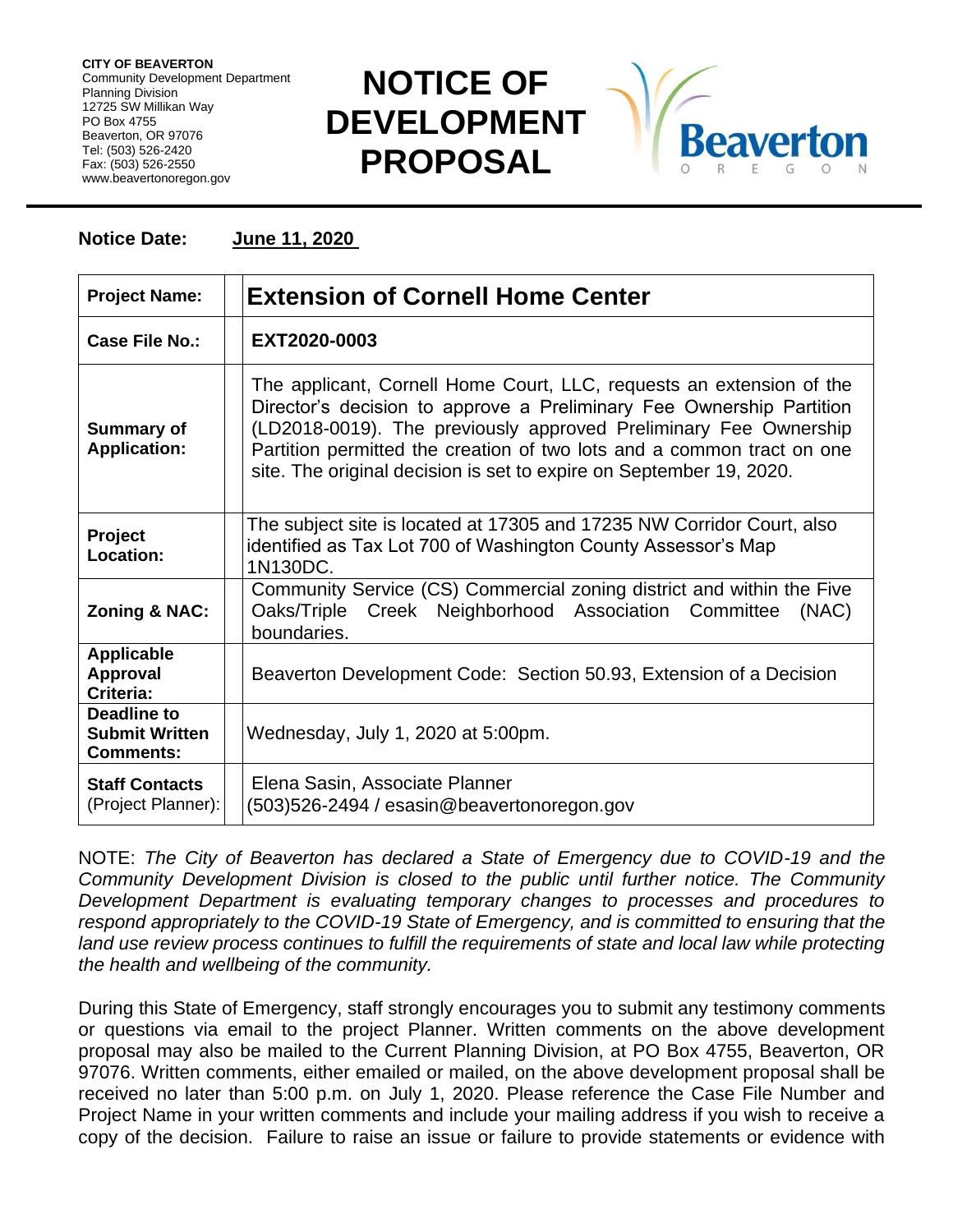**CITY OF BEAVERTON**
Community Development Department
Planning Division
12725 SW Millikan Way
PO Box 4755
Beaverton, OR 97076
Tel: (503) 526-2420
Fax: (503) 526-2550
www.beavertonoregon.gov

# NOTICE OF DEVELOPMENT PROPOSAL

**Notice Date:** **June 11, 2020**

| | |
|---|---|
| **Project Name:** | **Extension of Cornell Home Center** |
| **Case File No.:** | **EXT2020-0003** |
| **Summary of Application:** | The applicant, Cornell Home Court, LLC, requests an extension of the Director's decision to approve a Preliminary Fee Ownership Partition (LD2018-0019). The previously approved Preliminary Fee Ownership Partition permitted the creation of two lots and a common tract on one site. The original decision is set to expire on September 19, 2020. |
| **Project Location:** | The subject site is located at 17305 and 17235 NW Corridor Court, also identified as Tax Lot 700 of Washington County Assessor's Map 1N130DC. |
| **Zoning & NAC:** | Community Service (CS) Commercial zoning district and within the Five Oaks/Triple Creek Neighborhood Association Committee (NAC) boundaries. |
| **Applicable Approval Criteria:** | Beaverton Development Code: Section 50.93, Extension of a Decision |
| **Deadline to Submit Written Comments:** | Wednesday, July 1, 2020 at 5:00pm. |
| **Staff Contacts** (Project Planner): | Elena Sasin, Associate Planner<br>(503)526-2494 / esasin@beavertonoregon.gov |

NOTE: *The City of Beaverton has declared a State of Emergency due to COVID-19 and the Community Development Division is closed to the public until further notice. The Community Development Department is evaluating temporary changes to processes and procedures to respond appropriately to the COVID-19 State of Emergency, and is committed to ensuring that the land use review process continues to fulfill the requirements of state and local law while protecting the health and wellbeing of the community.*

During this State of Emergency, staff strongly encourages you to submit any testimony comments or questions via email to the project Planner. Written comments on the above development proposal may also be mailed to the Current Planning Division, at PO Box 4755, Beaverton, OR 97076. Written comments, either emailed or mailed, on the above development proposal shall be received no later than 5:00 p.m. on July 1, 2020. Please reference the Case File Number and Project Name in your written comments and include your mailing address if you wish to receive a copy of the decision. Failure to raise an issue or failure to provide statements or evidence with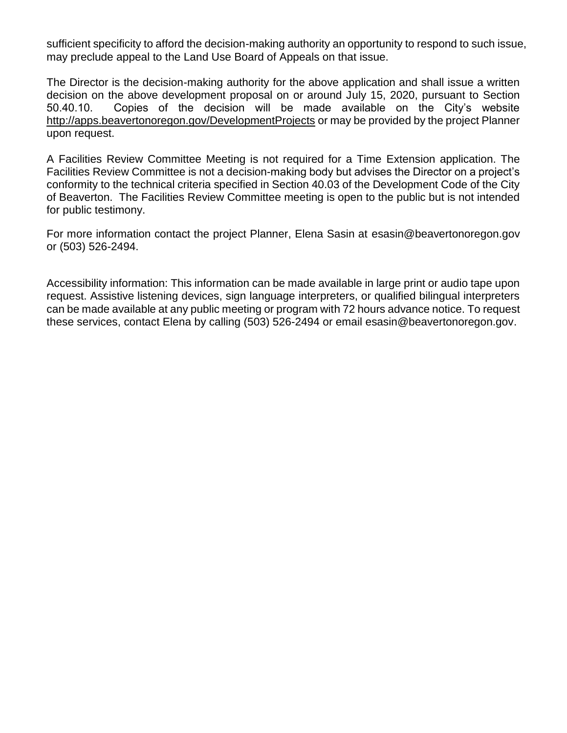sufficient specificity to afford the decision-making authority an opportunity to respond to such issue, may preclude appeal to the Land Use Board of Appeals on that issue.

The Director is the decision-making authority for the above application and shall issue a written decision on the above development proposal on or around July 15, 2020, pursuant to Section 50.40.10. Copies of the decision will be made available on the City's website http://apps.beavertonoregon.gov/DevelopmentProjects or may be provided by the project Planner upon request.

A Facilities Review Committee Meeting is not required for a Time Extension application. The Facilities Review Committee is not a decision-making body but advises the Director on a project's conformity to the technical criteria specified in Section 40.03 of the Development Code of the City of Beaverton. The Facilities Review Committee meeting is open to the public but is not intended for public testimony.

For more information contact the project Planner, Elena Sasin at esasin@beavertonoregon.gov or (503) 526-2494.

Accessibility information: This information can be made available in large print or audio tape upon request. Assistive listening devices, sign language interpreters, or qualified bilingual interpreters can be made available at any public meeting or program with 72 hours advance notice. To request these services, contact Elena by calling (503) 526-2494 or email esasin@beavertonoregon.gov.